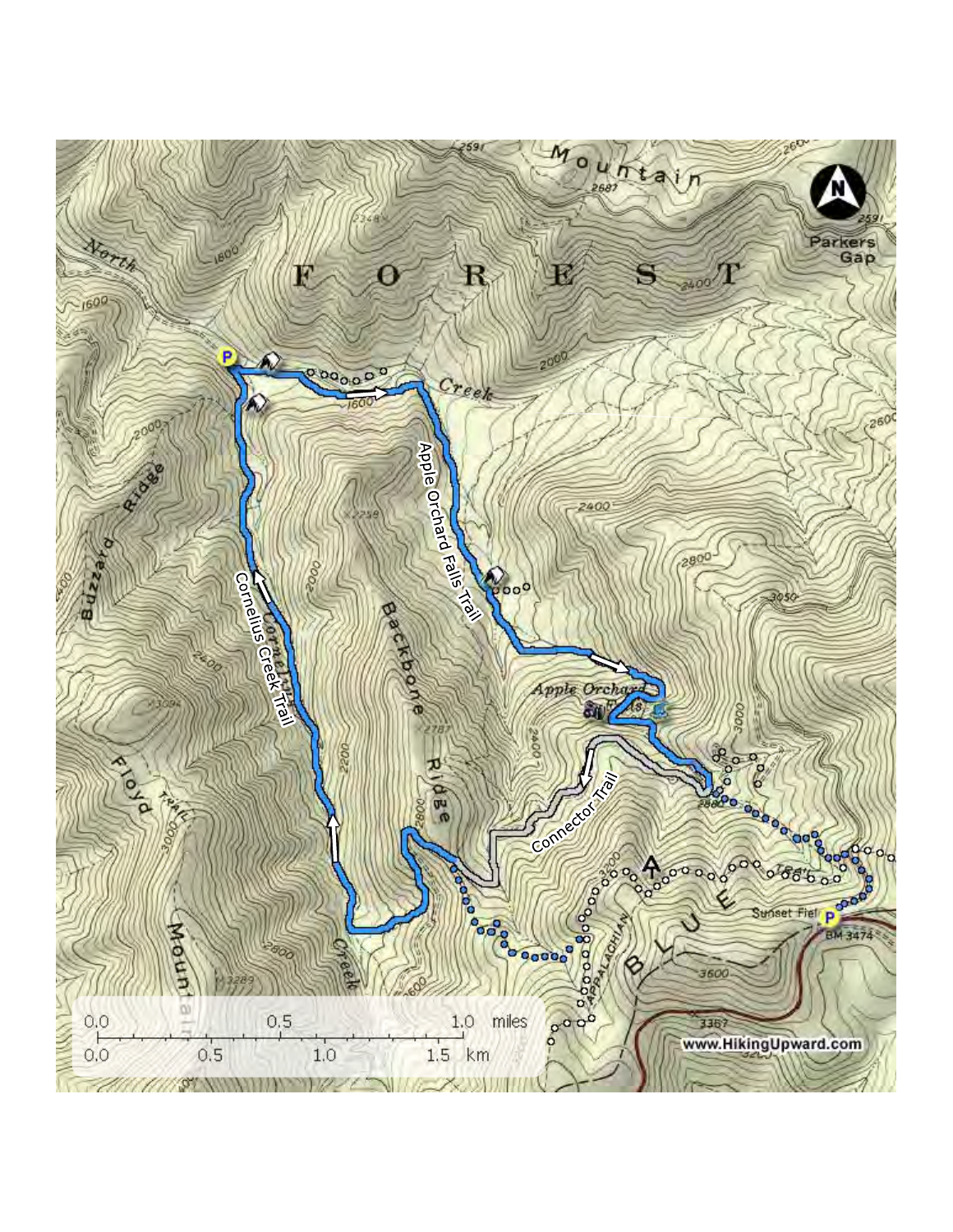Mountain

FOREST

Parkers Gap

North Creek

Buzzard Ridge

Floyd Mountain

Backbone Ridge

Cornelius Creek Trail

Apple Orchard Falls Trail

Apple Orchard

Connector Trail

APPALACHIAN TRAIL

BLUE

Sunset Field

BM 3474

0.0 0.5 1.0 miles

0.0 0.5 1.0 1.5 km

www.HikingUpward.com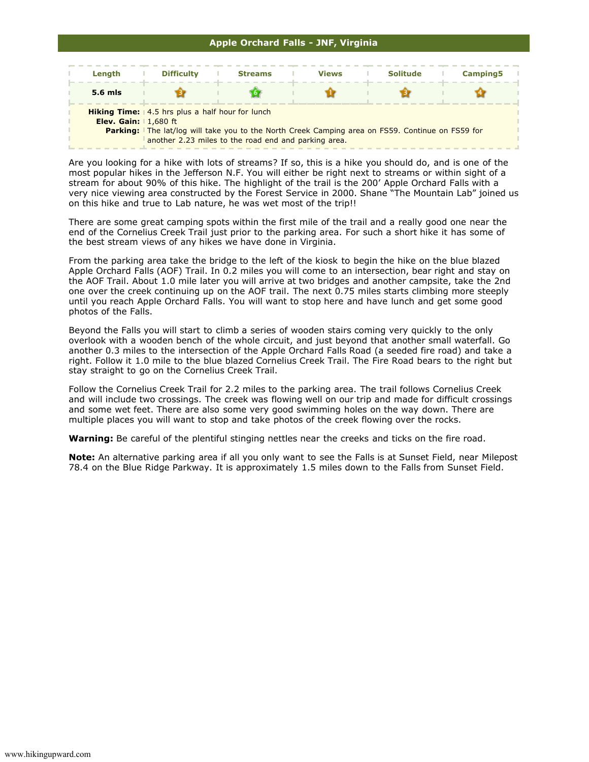## Apple Orchard Falls - JNF, Virginia

| Length | Difficulty | Streams | Views | Solitude | Camping5 |
|---|---|---|---|---|---|
| 5.6 mls | 3 | 5 | 1 | 3 | 4 |

**Hiking Time:** 4.5 hrs plus a half hour for lunch
**Elev. Gain:** 1,680 ft
**Parking:** The lat/log will take you to the North Creek Camping area on FS59. Continue on FS59 for another 2.23 miles to the road end and parking area.

Are you looking for a hike with lots of streams? If so, this is a hike you should do, and is one of the most popular hikes in the Jefferson N.F. You will either be right next to streams or within sight of a stream for about 90% of this hike. The highlight of the trail is the 200' Apple Orchard Falls with a very nice viewing area constructed by the Forest Service in 2000. Shane "The Mountain Lab" joined us on this hike and true to Lab nature, he was wet most of the trip!!

There are some great camping spots within the first mile of the trail and a really good one near the end of the Cornelius Creek Trail just prior to the parking area. For such a short hike it has some of the best stream views of any hikes we have done in Virginia.

From the parking area take the bridge to the left of the kiosk to begin the hike on the blue blazed Apple Orchard Falls (AOF) Trail. In 0.2 miles you will come to an intersection, bear right and stay on the AOF Trail. About 1.0 mile later you will arrive at two bridges and another campsite, take the 2nd one over the creek continuing up on the AOF trail. The next 0.75 miles starts climbing more steeply until you reach Apple Orchard Falls. You will want to stop here and have lunch and get some good photos of the Falls.

Beyond the Falls you will start to climb a series of wooden stairs coming very quickly to the only overlook with a wooden bench of the whole circuit, and just beyond that another small waterfall. Go another 0.3 miles to the intersection of the Apple Orchard Falls Road (a seeded fire road) and take a right. Follow it 1.0 mile to the blue blazed Cornelius Creek Trail. The Fire Road bears to the right but stay straight to go on the Cornelius Creek Trail.

Follow the Cornelius Creek Trail for 2.2 miles to the parking area. The trail follows Cornelius Creek and will include two crossings. The creek was flowing well on our trip and made for difficult crossings and some wet feet. There are also some very good swimming holes on the way down. There are multiple places you will want to stop and take photos of the creek flowing over the rocks.

**Warning:** Be careful of the plentiful stinging nettles near the creeks and ticks on the fire road.

**Note:** An alternative parking area if all you only want to see the Falls is at Sunset Field, near Milepost 78.4 on the Blue Ridge Parkway. It is approximately 1.5 miles down to the Falls from Sunset Field.